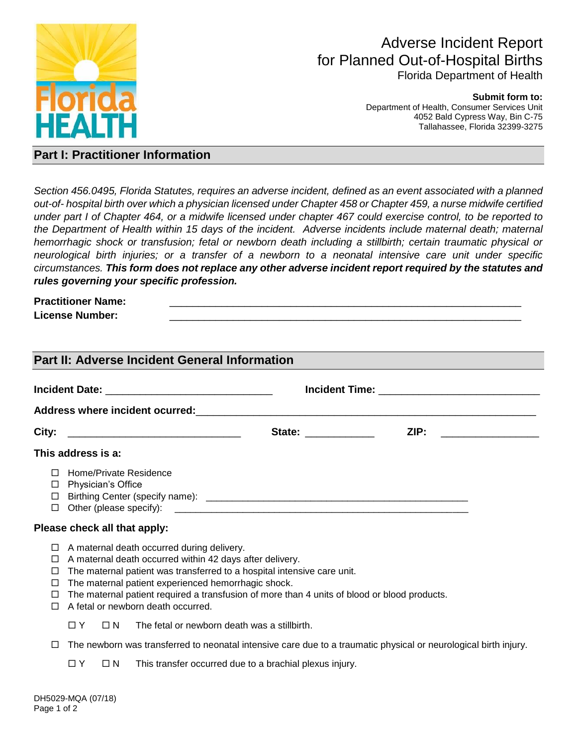# Adverse Incident Report for Planned Out-of-Hospital Births

Florida Department of Health

**Submit form to:**
Department of Health, Consumer Services Unit
4052 Bald Cypress Way, Bin C-75
Tallahassee, Florida 32399-3275

## Part I: Practitioner Information

*Section 456.0495, Florida Statutes, requires an adverse incident, defined as an event associated with a planned out-of- hospital birth over which a physician licensed under Chapter 458 or Chapter 459, a nurse midwife certified under part I of Chapter 464, or a midwife licensed under chapter 467 could exercise control, to be reported to the Department of Health within 15 days of the incident. Adverse incidents include maternal death; maternal hemorrhagic shock or transfusion; fetal or newborn death including a stillbirth; certain traumatic physical or neurological birth injuries; or a transfer of a newborn to a neonatal intensive care unit under specific circumstances.* ***This form does not replace any other adverse incident report required by the statutes and rules governing your specific profession.***

**Practitioner Name:** ____________________________________________

**License Number:** ____________________________________________

## Part II: Adverse Incident General Information

**Incident Date:** ______________________ **Incident Time:** ______________________

**Address where incident ocurred:** ____________________________________________

**City:** ______________________ **State:** __________ **ZIP:** ______________

**This address is a:**

- ☐ Home/Private Residence
- ☐ Physician's Office
- ☐ Birthing Center (specify name): ____________________________________
- ☐ Other (please specify): ____________________________________

**Please check all that apply:**

- ☐ A maternal death occurred during delivery.
- ☐ A maternal death occurred within 42 days after delivery.
- ☐ The maternal patient was transferred to a hospital intensive care unit.
- ☐ The maternal patient experienced hemorrhagic shock.
- ☐ The maternal patient required a transfusion of more than 4 units of blood or blood products.
- ☐ A fetal or newborn death occurred.
  - ☐ Y ☐ N The fetal or newborn death was a stillbirth.
- ☐ The newborn was transferred to neonatal intensive care due to a traumatic physical or neurological birth injury.
  - ☐ Y ☐ N This transfer occurred due to a brachial plexus injury.

DH5029-MQA (07/18)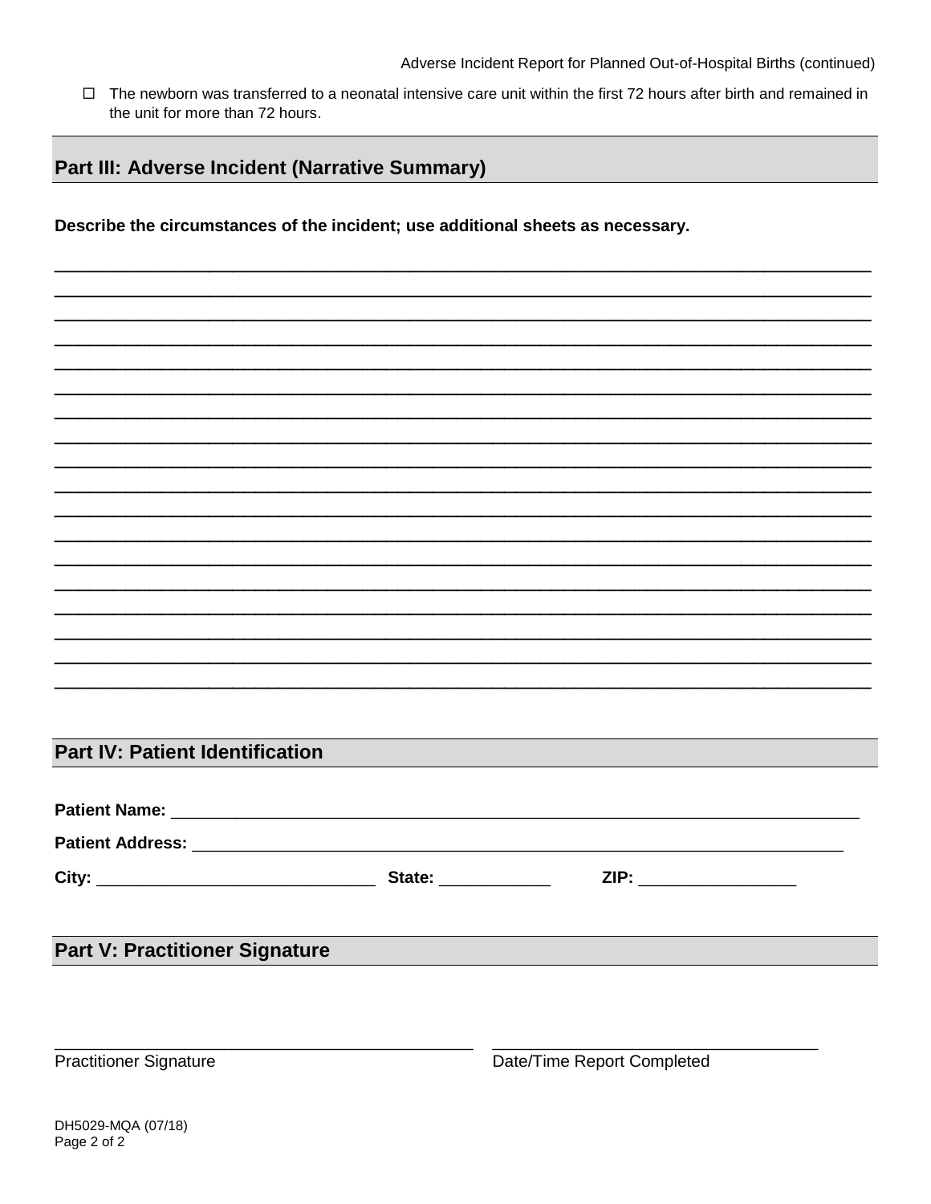☐ The newborn was transferred to a neonatal intensive care unit within the first 72 hours after birth and remained in the unit for more than 72 hours.

## Part III: Adverse Incident (Narrative Summary)

**Describe the circumstances of the incident; use additional sheets as necessary.**

________________________________________________________________________________
________________________________________________________________________________
________________________________________________________________________________
________________________________________________________________________________
________________________________________________________________________________
________________________________________________________________________________
________________________________________________________________________________
________________________________________________________________________________
________________________________________________________________________________
________________________________________________________________________________
________________________________________________________________________________
________________________________________________________________________________
________________________________________________________________________________
________________________________________________________________________________
________________________________________________________________________________
________________________________________________________________________________
________________________________________________________________________________
________________________________________________________________________________

## Part IV: Patient Identification

**Patient Name:** ________________________________________________________________

**Patient Address:** ______________________________________________________________

**City:** ______________________________ **State:** ____________ **ZIP:** _________________

## Part V: Practitioner Signature

_____________________________________________ _________________________________

Practitioner Signature Date/Time Report Completed

DH5029-MQA (07/18)